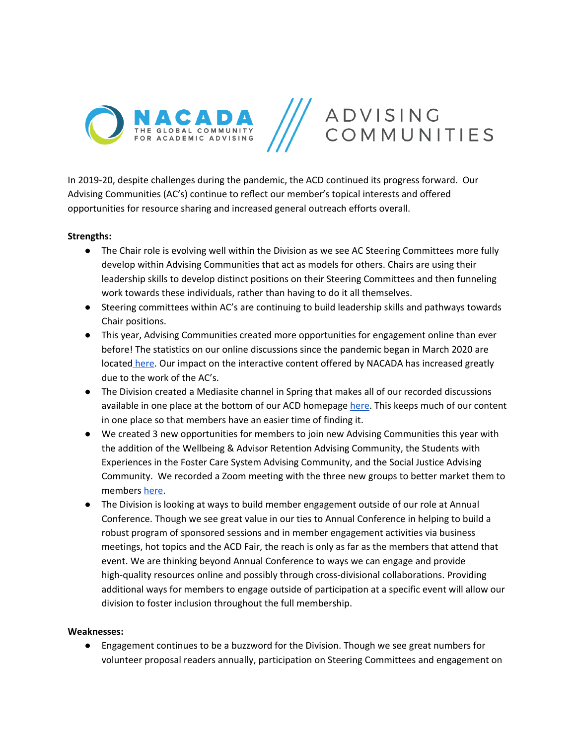NACADA THE GLOBAL COMMUNITY FOR ACADEMIC ADVISING /// ADVISING COMMUNITIES

In 2019-20, despite challenges during the pandemic, the ACD continued its progress forward. Our Advising Communities (AC's) continue to reflect our member's topical interests and offered opportunities for resource sharing and increased general outreach efforts overall.

**Strengths:**

- The Chair role is evolving well within the Division as we see AC Steering Committees more fully develop within Advising Communities that act as models for others. Chairs are using their leadership skills to develop distinct positions on their Steering Committees and then funneling work towards these individuals, rather than having to do it all themselves.
- Steering committees within AC's are continuing to build leadership skills and pathways towards Chair positions.
- This year, Advising Communities created more opportunities for engagement online than ever before! The statistics on our online discussions since the pandemic began in March 2020 are located here. Our impact on the interactive content offered by NACADA has increased greatly due to the work of the AC's.
- The Division created a Mediasite channel in Spring that makes all of our recorded discussions available in one place at the bottom of our ACD homepage here. This keeps much of our content in one place so that members have an easier time of finding it.
- We created 3 new opportunities for members to join new Advising Communities this year with the addition of the Wellbeing & Advisor Retention Advising Community, the Students with Experiences in the Foster Care System Advising Community, and the Social Justice Advising Community. We recorded a Zoom meeting with the three new groups to better market them to members here.
- The Division is looking at ways to build member engagement outside of our role at Annual Conference. Though we see great value in our ties to Annual Conference in helping to build a robust program of sponsored sessions and in member engagement activities via business meetings, hot topics and the ACD Fair, the reach is only as far as the members that attend that event. We are thinking beyond Annual Conference to ways we can engage and provide high-quality resources online and possibly through cross-divisional collaborations. Providing additional ways for members to engage outside of participation at a specific event will allow our division to foster inclusion throughout the full membership.

**Weaknesses:**

- Engagement continues to be a buzzword for the Division. Though we see great numbers for volunteer proposal readers annually, participation on Steering Committees and engagement on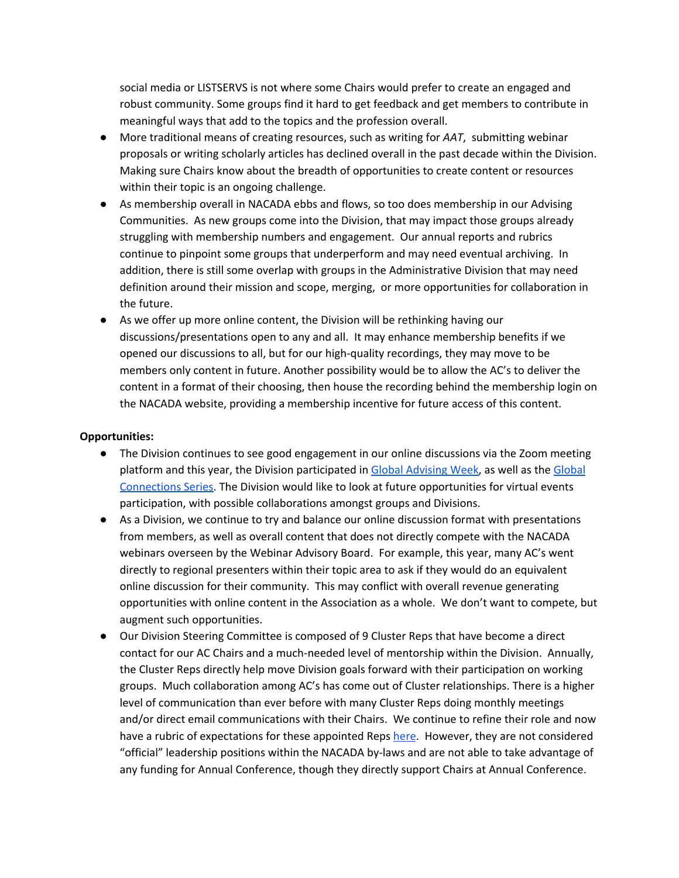social media or LISTSERVS is not where some Chairs would prefer to create an engaged and robust community. Some groups find it hard to get feedback and get members to contribute in meaningful ways that add to the topics and the profession overall.

- More traditional means of creating resources, such as writing for *AAT*, submitting webinar proposals or writing scholarly articles has declined overall in the past decade within the Division. Making sure Chairs know about the breadth of opportunities to create content or resources within their topic is an ongoing challenge.
- As membership overall in NACADA ebbs and flows, so too does membership in our Advising Communities. As new groups come into the Division, that may impact those groups already struggling with membership numbers and engagement. Our annual reports and rubrics continue to pinpoint some groups that underperform and may need eventual archiving. In addition, there is still some overlap with groups in the Administrative Division that may need definition around their mission and scope, merging, or more opportunities for collaboration in the future.
- As we offer up more online content, the Division will be rethinking having our discussions/presentations open to any and all. It may enhance membership benefits if we opened our discussions to all, but for our high-quality recordings, they may move to be members only content in future. Another possibility would be to allow the AC's to deliver the content in a format of their choosing, then house the recording behind the membership login on the NACADA website, providing a membership incentive for future access of this content.

**Opportunities:**

- The Division continues to see good engagement in our online discussions via the Zoom meeting platform and this year, the Division participated in Global Advising Week, as well as the Global Connections Series. The Division would like to look at future opportunities for virtual events participation, with possible collaborations amongst groups and Divisions.
- As a Division, we continue to try and balance our online discussion format with presentations from members, as well as overall content that does not directly compete with the NACADA webinars overseen by the Webinar Advisory Board. For example, this year, many AC's went directly to regional presenters within their topic area to ask if they would do an equivalent online discussion for their community. This may conflict with overall revenue generating opportunities with online content in the Association as a whole. We don't want to compete, but augment such opportunities.
- Our Division Steering Committee is composed of 9 Cluster Reps that have become a direct contact for our AC Chairs and a much-needed level of mentorship within the Division. Annually, the Cluster Reps directly help move Division goals forward with their participation on working groups. Much collaboration among AC's has come out of Cluster relationships. There is a higher level of communication than ever before with many Cluster Reps doing monthly meetings and/or direct email communications with their Chairs. We continue to refine their role and now have a rubric of expectations for these appointed Reps here. However, they are not considered "official" leadership positions within the NACADA by-laws and are not able to take advantage of any funding for Annual Conference, though they directly support Chairs at Annual Conference.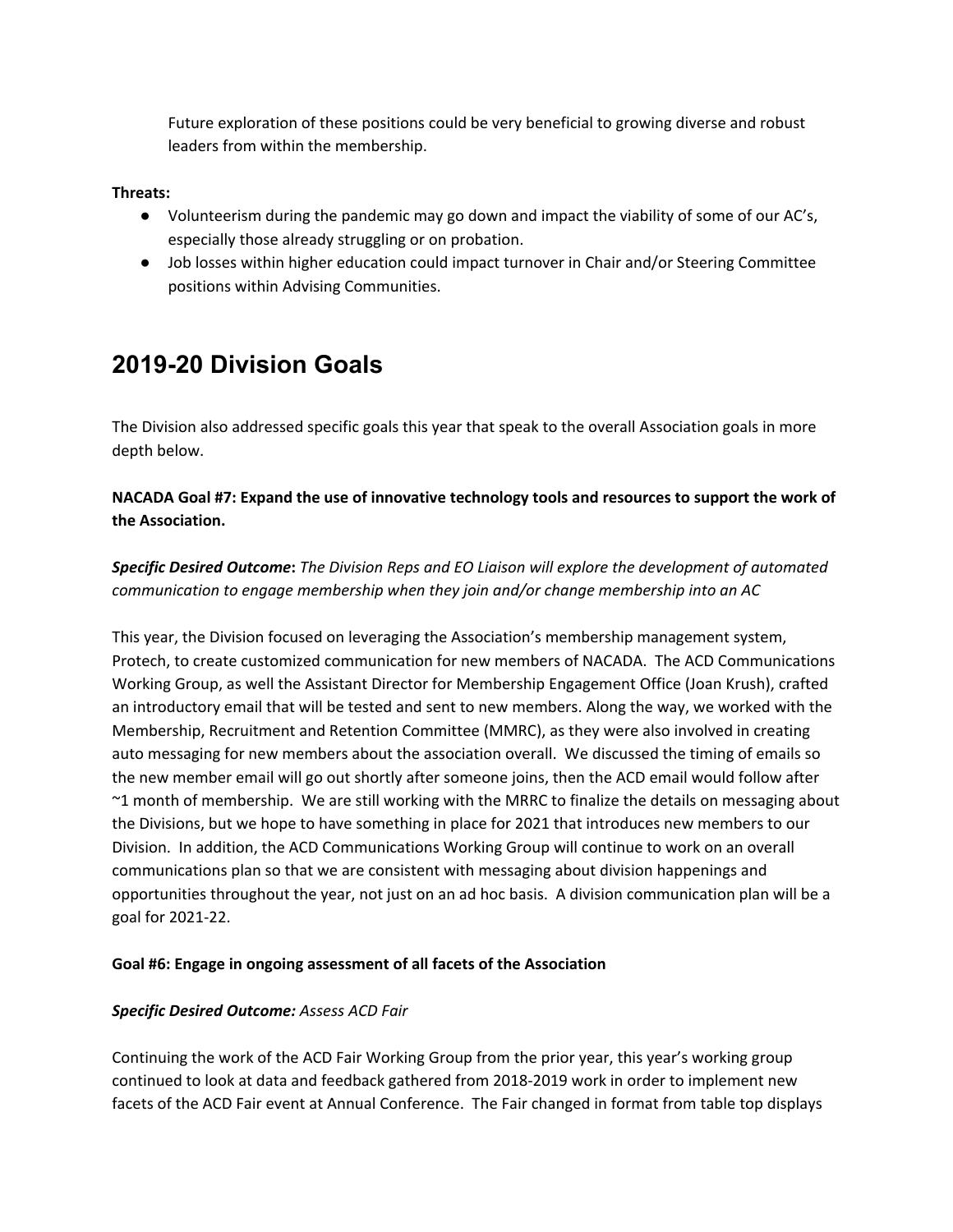Future exploration of these positions could be very beneficial to growing diverse and robust leaders from within the membership.

**Threats:**

- Volunteerism during the pandemic may go down and impact the viability of some of our AC's, especially those already struggling or on probation.
- Job losses within higher education could impact turnover in Chair and/or Steering Committee positions within Advising Communities.

# 2019-20 Division Goals

The Division also addressed specific goals this year that speak to the overall Association goals in more depth below.

**NACADA Goal #7: Expand the use of innovative technology tools and resources to support the work of the Association.**

***Specific Desired Outcome*****:** *The Division Reps and EO Liaison will explore the development of automated communication to engage membership when they join and/or change membership into an AC*

This year, the Division focused on leveraging the Association's membership management system, Protech, to create customized communication for new members of NACADA. The ACD Communications Working Group, as well the Assistant Director for Membership Engagement Office (Joan Krush), crafted an introductory email that will be tested and sent to new members. Along the way, we worked with the Membership, Recruitment and Retention Committee (MMRC), as they were also involved in creating auto messaging for new members about the association overall. We discussed the timing of emails so the new member email will go out shortly after someone joins, then the ACD email would follow after ~1 month of membership. We are still working with the MRRC to finalize the details on messaging about the Divisions, but we hope to have something in place for 2021 that introduces new members to our Division. In addition, the ACD Communications Working Group will continue to work on an overall communications plan so that we are consistent with messaging about division happenings and opportunities throughout the year, not just on an ad hoc basis. A division communication plan will be a goal for 2021-22.

**Goal #6: Engage in ongoing assessment of all facets of the Association**

***Specific Desired Outcome:*** *Assess ACD Fair*

Continuing the work of the ACD Fair Working Group from the prior year, this year's working group continued to look at data and feedback gathered from 2018-2019 work in order to implement new facets of the ACD Fair event at Annual Conference. The Fair changed in format from table top displays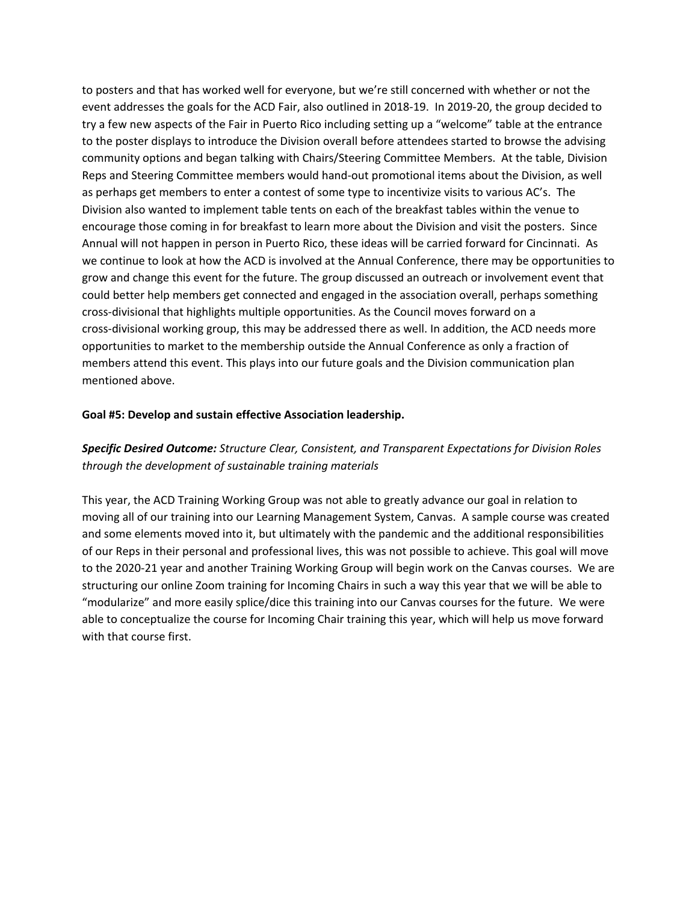to posters and that has worked well for everyone, but we're still concerned with whether or not the event addresses the goals for the ACD Fair, also outlined in 2018-19. In 2019-20, the group decided to try a few new aspects of the Fair in Puerto Rico including setting up a "welcome" table at the entrance to the poster displays to introduce the Division overall before attendees started to browse the advising community options and began talking with Chairs/Steering Committee Members. At the table, Division Reps and Steering Committee members would hand-out promotional items about the Division, as well as perhaps get members to enter a contest of some type to incentivize visits to various AC's. The Division also wanted to implement table tents on each of the breakfast tables within the venue to encourage those coming in for breakfast to learn more about the Division and visit the posters. Since Annual will not happen in person in Puerto Rico, these ideas will be carried forward for Cincinnati. As we continue to look at how the ACD is involved at the Annual Conference, there may be opportunities to grow and change this event for the future. The group discussed an outreach or involvement event that could better help members get connected and engaged in the association overall, perhaps something cross-divisional that highlights multiple opportunities. As the Council moves forward on a cross-divisional working group, this may be addressed there as well. In addition, the ACD needs more opportunities to market to the membership outside the Annual Conference as only a fraction of members attend this event. This plays into our future goals and the Division communication plan mentioned above.

**Goal #5: Develop and sustain effective Association leadership.**

***Specific Desired Outcome:*** *Structure Clear, Consistent, and Transparent Expectations for Division Roles through the development of sustainable training materials*

This year, the ACD Training Working Group was not able to greatly advance our goal in relation to moving all of our training into our Learning Management System, Canvas. A sample course was created and some elements moved into it, but ultimately with the pandemic and the additional responsibilities of our Reps in their personal and professional lives, this was not possible to achieve. This goal will move to the 2020-21 year and another Training Working Group will begin work on the Canvas courses. We are structuring our online Zoom training for Incoming Chairs in such a way this year that we will be able to "modularize" and more easily splice/dice this training into our Canvas courses for the future. We were able to conceptualize the course for Incoming Chair training this year, which will help us move forward with that course first.